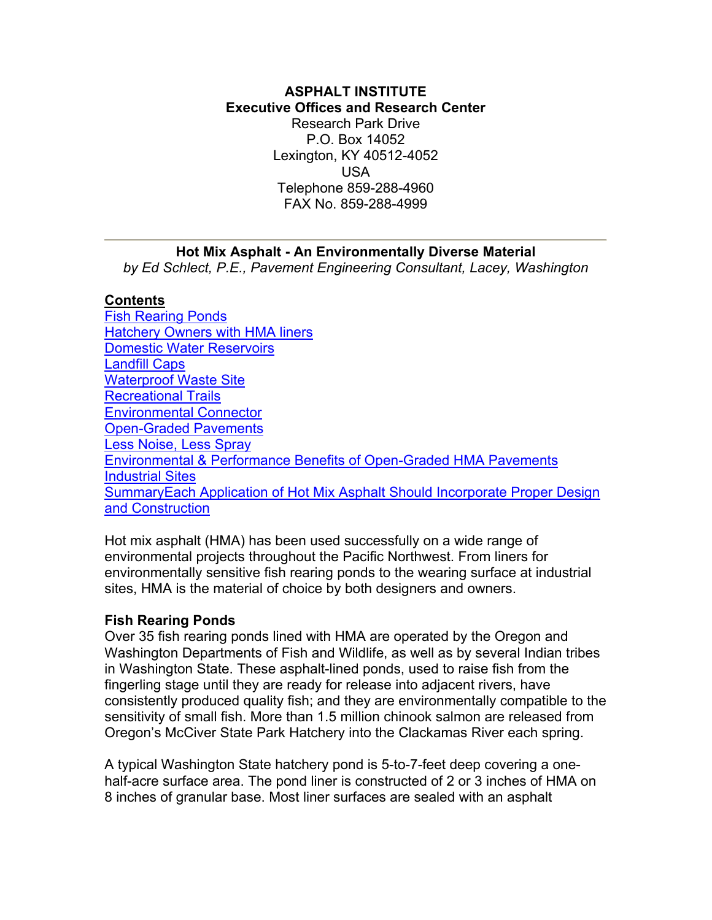**ASPHALT INSTITUTE**
**Executive Offices and Research Center**
Research Park Drive
P.O. Box 14052
Lexington, KY 40512-4052
USA
Telephone 859-288-4960
FAX No. 859-288-4999

---

# Hot Mix Asphalt - An Environmentally Diverse Material

*by Ed Schlect, P.E., Pavement Engineering Consultant, Lacey, Washington*

**Contents**

- Fish Rearing Ponds
- Hatchery Owners with HMA liners
- Domestic Water Reservoirs
- Landfill Caps
- Waterproof Waste Site
- Recreational Trails
- Environmental Connector
- Open-Graded Pavements
- Less Noise, Less Spray
- Environmental & Performance Benefits of Open-Graded HMA Pavements
- Industrial Sites
- SummaryEach Application of Hot Mix Asphalt Should Incorporate Proper Design and Construction

Hot mix asphalt (HMA) has been used successfully on a wide range of environmental projects throughout the Pacific Northwest. From liners for environmentally sensitive fish rearing ponds to the wearing surface at industrial sites, HMA is the material of choice by both designers and owners.

## Fish Rearing Ponds

Over 35 fish rearing ponds lined with HMA are operated by the Oregon and Washington Departments of Fish and Wildlife, as well as by several Indian tribes in Washington State. These asphalt-lined ponds, used to raise fish from the fingerling stage until they are ready for release into adjacent rivers, have consistently produced quality fish; and they are environmentally compatible to the sensitivity of small fish. More than 1.5 million chinook salmon are released from Oregon's McCiver State Park Hatchery into the Clackamas River each spring.

A typical Washington State hatchery pond is 5-to-7-feet deep covering a one-half-acre surface area. The pond liner is constructed of 2 or 3 inches of HMA on 8 inches of granular base. Most liner surfaces are sealed with an asphalt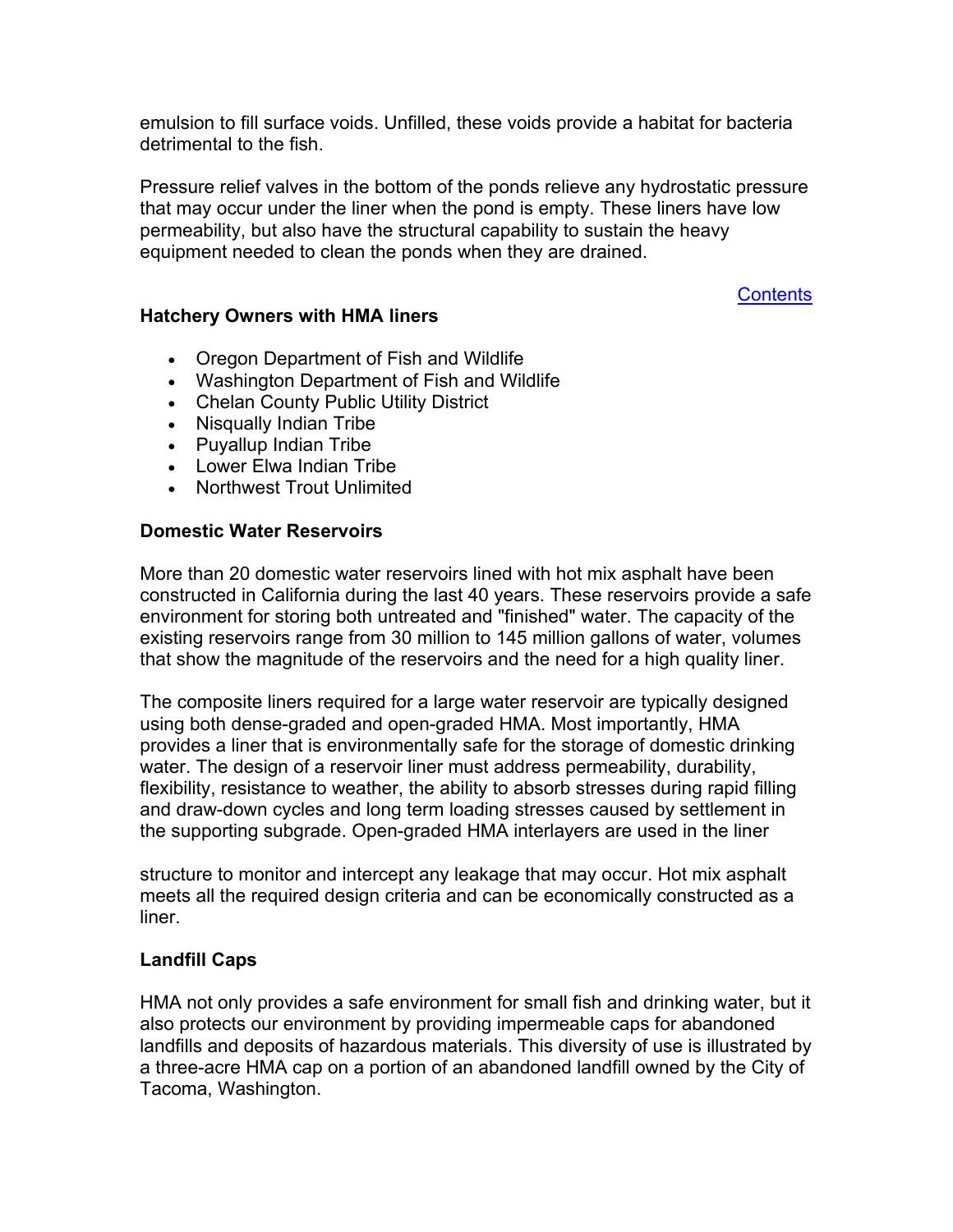emulsion to fill surface voids. Unfilled, these voids provide a habitat for bacteria detrimental to the fish.

Pressure relief valves in the bottom of the ponds relieve any hydrostatic pressure that may occur under the liner when the pond is empty. These liners have low permeability, but also have the structural capability to sustain the heavy equipment needed to clean the ponds when they are drained.

Contents

**Hatchery Owners with HMA liners**

- Oregon Department of Fish and Wildlife
- Washington Department of Fish and Wildlife
- Chelan County Public Utility District
- Nisqually Indian Tribe
- Puyallup Indian Tribe
- Lower Elwa Indian Tribe
- Northwest Trout Unlimited

**Domestic Water Reservoirs**

More than 20 domestic water reservoirs lined with hot mix asphalt have been constructed in California during the last 40 years. These reservoirs provide a safe environment for storing both untreated and "finished" water. The capacity of the existing reservoirs range from 30 million to 145 million gallons of water, volumes that show the magnitude of the reservoirs and the need for a high quality liner.

The composite liners required for a large water reservoir are typically designed using both dense-graded and open-graded HMA. Most importantly, HMA provides a liner that is environmentally safe for the storage of domestic drinking water. The design of a reservoir liner must address permeability, durability, flexibility, resistance to weather, the ability to absorb stresses during rapid filling and draw-down cycles and long term loading stresses caused by settlement in the supporting subgrade. Open-graded HMA interlayers are used in the liner structure to monitor and intercept any leakage that may occur. Hot mix asphalt meets all the required design criteria and can be economically constructed as a liner.

**Landfill Caps**

HMA not only provides a safe environment for small fish and drinking water, but it also protects our environment by providing impermeable caps for abandoned landfills and deposits of hazardous materials. This diversity of use is illustrated by a three-acre HMA cap on a portion of an abandoned landfill owned by the City of Tacoma, Washington.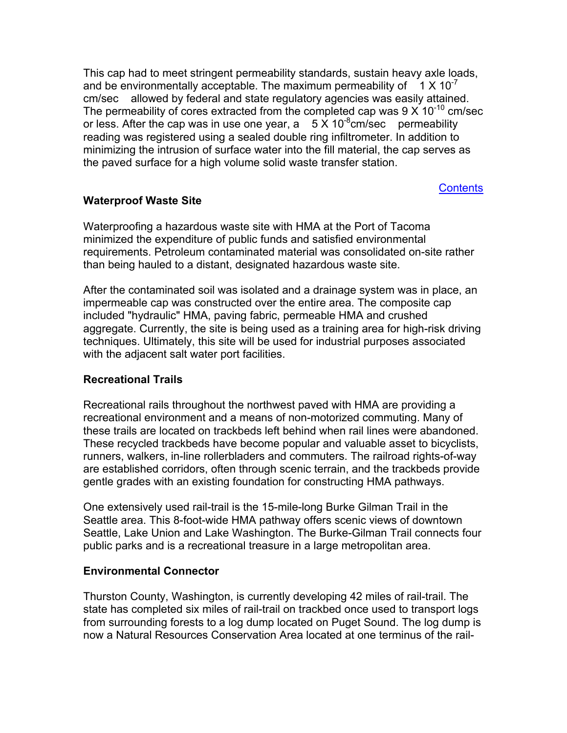This cap had to meet stringent permeability standards, sustain heavy axle loads, and be environmentally acceptable. The maximum permeability of $1 \times 10^{-7}$ cm/sec allowed by federal and state regulatory agencies was easily attained. The permeability of cores extracted from the completed cap was $9 \times 10^{-10}$ cm/sec or less. After the cap was in use one year, a $5 \times 10^{-8}$ cm/sec permeability reading was registered using a sealed double ring infiltrometer. In addition to minimizing the intrusion of surface water into the fill material, the cap serves as the paved surface for a high volume solid waste transfer station.

Contents

### Waterproof Waste Site

Waterproofing a hazardous waste site with HMA at the Port of Tacoma minimized the expenditure of public funds and satisfied environmental requirements. Petroleum contaminated material was consolidated on-site rather than being hauled to a distant, designated hazardous waste site.

After the contaminated soil was isolated and a drainage system was in place, an impermeable cap was constructed over the entire area. The composite cap included "hydraulic" HMA, paving fabric, permeable HMA and crushed aggregate. Currently, the site is being used as a training area for high-risk driving techniques. Ultimately, this site will be used for industrial purposes associated with the adjacent salt water port facilities.

### Recreational Trails

Recreational rails throughout the northwest paved with HMA are providing a recreational environment and a means of non-motorized commuting. Many of these trails are located on trackbeds left behind when rail lines were abandoned. These recycled trackbeds have become popular and valuable asset to bicyclists, runners, walkers, in-line rollerbladers and commuters. The railroad rights-of-way are established corridors, often through scenic terrain, and the trackbeds provide gentle grades with an existing foundation for constructing HMA pathways.

One extensively used rail-trail is the 15-mile-long Burke Gilman Trail in the Seattle area. This 8-foot-wide HMA pathway offers scenic views of downtown Seattle, Lake Union and Lake Washington. The Burke-Gilman Trail connects four public parks and is a recreational treasure in a large metropolitan area.

### Environmental Connector

Thurston County, Washington, is currently developing 42 miles of rail-trail. The state has completed six miles of rail-trail on trackbed once used to transport logs from surrounding forests to a log dump located on Puget Sound. The log dump is now a Natural Resources Conservation Area located at one terminus of the rail-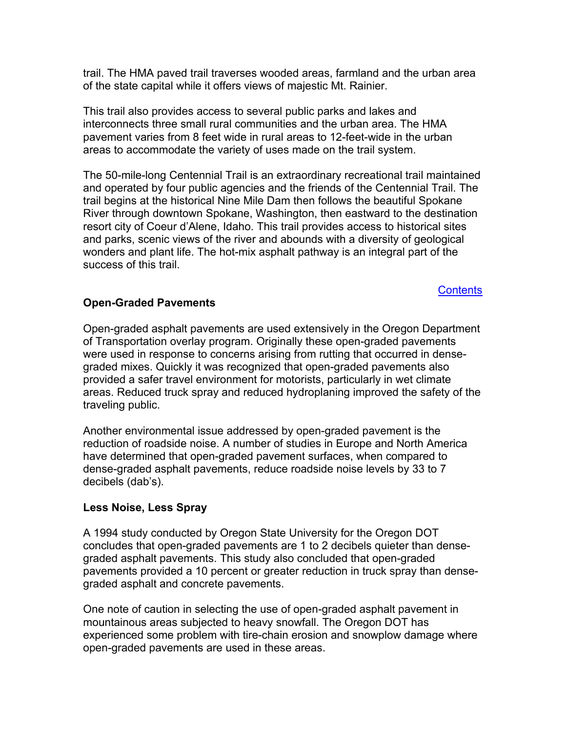trail. The HMA paved trail traverses wooded areas, farmland and the urban area of the state capital while it offers views of majestic Mt. Rainier.

This trail also provides access to several public parks and lakes and interconnects three small rural communities and the urban area. The HMA pavement varies from 8 feet wide in rural areas to 12-feet-wide in the urban areas to accommodate the variety of uses made on the trail system.

The 50-mile-long Centennial Trail is an extraordinary recreational trail maintained and operated by four public agencies and the friends of the Centennial Trail. The trail begins at the historical Nine Mile Dam then follows the beautiful Spokane River through downtown Spokane, Washington, then eastward to the destination resort city of Coeur d'Alene, Idaho. This trail provides access to historical sites and parks, scenic views of the river and abounds with a diversity of geological wonders and plant life. The hot-mix asphalt pathway is an integral part of the success of this trail.

Contents

**Open-Graded Pavements**

Open-graded asphalt pavements are used extensively in the Oregon Department of Transportation overlay program. Originally these open-graded pavements were used in response to concerns arising from rutting that occurred in dense-graded mixes. Quickly it was recognized that open-graded pavements also provided a safer travel environment for motorists, particularly in wet climate areas. Reduced truck spray and reduced hydroplaning improved the safety of the traveling public.

Another environmental issue addressed by open-graded pavement is the reduction of roadside noise. A number of studies in Europe and North America have determined that open-graded pavement surfaces, when compared to dense-graded asphalt pavements, reduce roadside noise levels by 33 to 7 decibels (dab's).

**Less Noise, Less Spray**

A 1994 study conducted by Oregon State University for the Oregon DOT concludes that open-graded pavements are 1 to 2 decibels quieter than dense-graded asphalt pavements. This study also concluded that open-graded pavements provided a 10 percent or greater reduction in truck spray than dense-graded asphalt and concrete pavements.

One note of caution in selecting the use of open-graded asphalt pavement in mountainous areas subjected to heavy snowfall. The Oregon DOT has experienced some problem with tire-chain erosion and snowplow damage where open-graded pavements are used in these areas.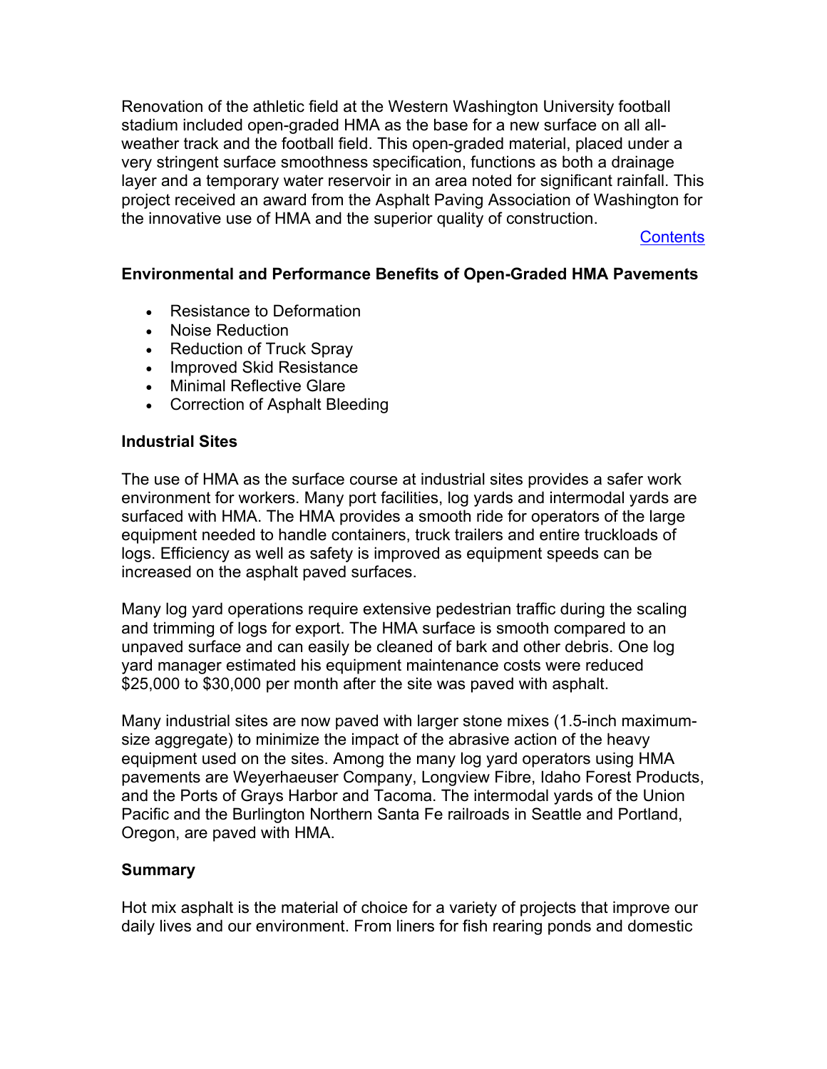Renovation of the athletic field at the Western Washington University football stadium included open-graded HMA as the base for a new surface on all all-weather track and the football field. This open-graded material, placed under a very stringent surface smoothness specification, functions as both a drainage layer and a temporary water reservoir in an area noted for significant rainfall. This project received an award from the Asphalt Paving Association of Washington for the innovative use of HMA and the superior quality of construction.

Contents

**Environmental and Performance Benefits of Open-Graded HMA Pavements**

- Resistance to Deformation
- Noise Reduction
- Reduction of Truck Spray
- Improved Skid Resistance
- Minimal Reflective Glare
- Correction of Asphalt Bleeding

**Industrial Sites**

The use of HMA as the surface course at industrial sites provides a safer work environment for workers. Many port facilities, log yards and intermodal yards are surfaced with HMA. The HMA provides a smooth ride for operators of the large equipment needed to handle containers, truck trailers and entire truckloads of logs. Efficiency as well as safety is improved as equipment speeds can be increased on the asphalt paved surfaces.

Many log yard operations require extensive pedestrian traffic during the scaling and trimming of logs for export. The HMA surface is smooth compared to an unpaved surface and can easily be cleaned of bark and other debris. One log yard manager estimated his equipment maintenance costs were reduced $25,000 to $30,000 per month after the site was paved with asphalt.

Many industrial sites are now paved with larger stone mixes (1.5-inch maximum-size aggregate) to minimize the impact of the abrasive action of the heavy equipment used on the sites. Among the many log yard operators using HMA pavements are Weyerhaeuser Company, Longview Fibre, Idaho Forest Products, and the Ports of Grays Harbor and Tacoma. The intermodal yards of the Union Pacific and the Burlington Northern Santa Fe railroads in Seattle and Portland, Oregon, are paved with HMA.

**Summary**

Hot mix asphalt is the material of choice for a variety of projects that improve our daily lives and our environment. From liners for fish rearing ponds and domestic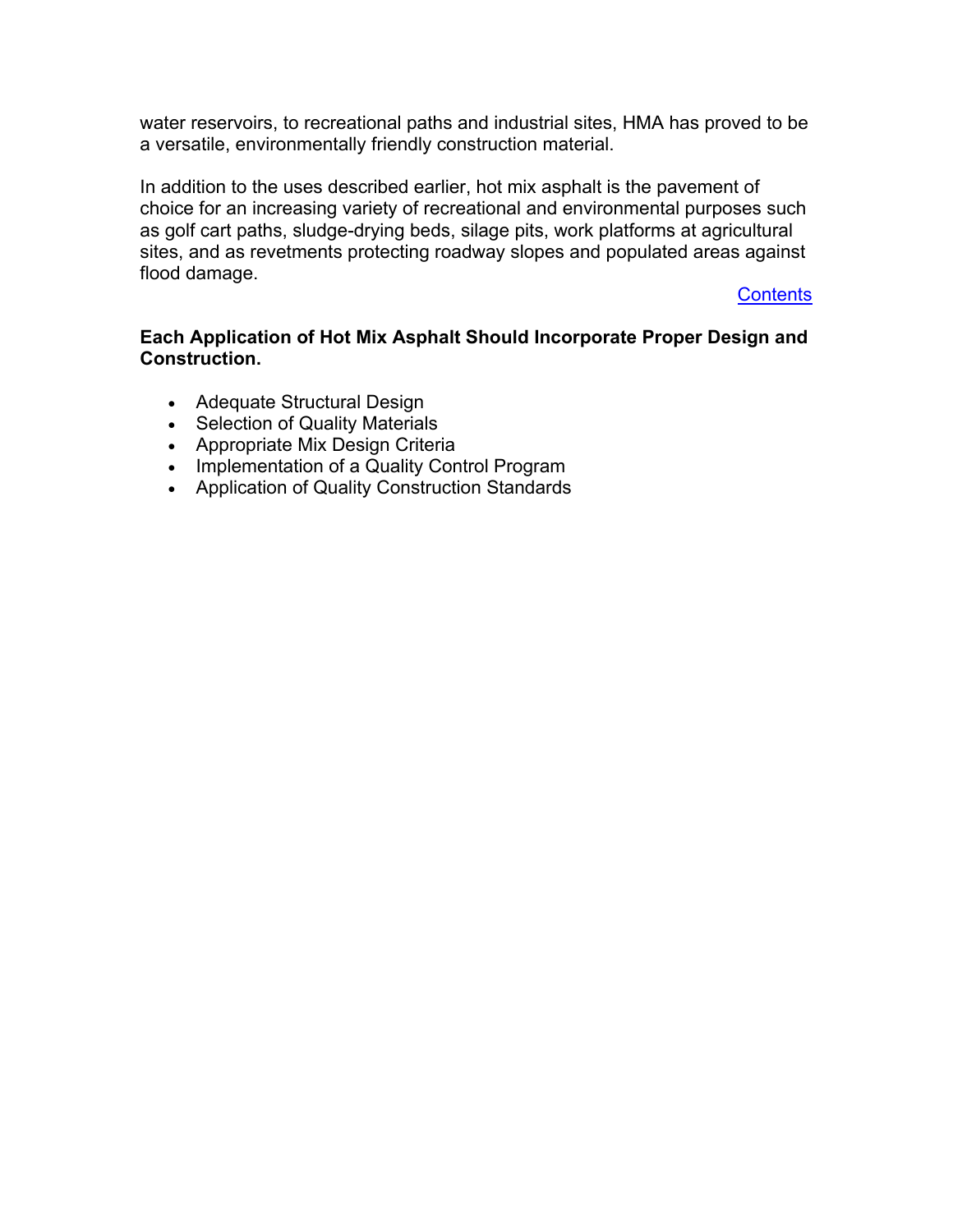water reservoirs, to recreational paths and industrial sites, HMA has proved to be a versatile, environmentally friendly construction material.

In addition to the uses described earlier, hot mix asphalt is the pavement of choice for an increasing variety of recreational and environmental purposes such as golf cart paths, sludge-drying beds, silage pits, work platforms at agricultural sites, and as revetments protecting roadway slopes and populated areas against flood damage.

Contents

**Each Application of Hot Mix Asphalt Should Incorporate Proper Design and Construction.**

- Adequate Structural Design
- Selection of Quality Materials
- Appropriate Mix Design Criteria
- Implementation of a Quality Control Program
- Application of Quality Construction Standards